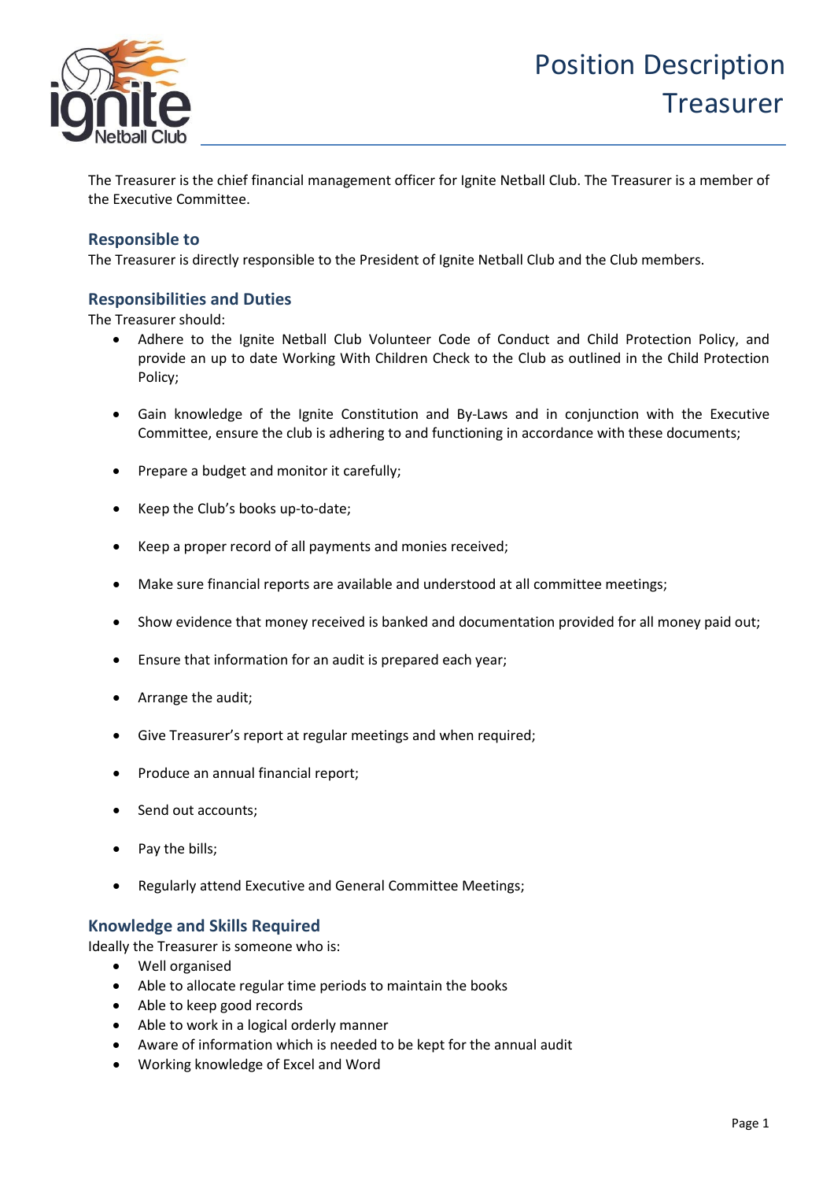# Position Description Treasurer

The Treasurer is the chief financial management officer for Ignite Netball Club. The Treasurer is a member of the Executive Committee.

## Responsible to

The Treasurer is directly responsible to the President of Ignite Netball Club and the Club members.

## Responsibilities and Duties

The Treasurer should:

- Adhere to the Ignite Netball Club Volunteer Code of Conduct and Child Protection Policy, and provide an up to date Working With Children Check to the Club as outlined in the Child Protection Policy;
- Gain knowledge of the Ignite Constitution and By-Laws and in conjunction with the Executive Committee, ensure the club is adhering to and functioning in accordance with these documents;
- Prepare a budget and monitor it carefully;
- Keep the Club's books up-to-date;
- Keep a proper record of all payments and monies received;
- Make sure financial reports are available and understood at all committee meetings;
- Show evidence that money received is banked and documentation provided for all money paid out;
- Ensure that information for an audit is prepared each year;
- Arrange the audit;
- Give Treasurer's report at regular meetings and when required;
- Produce an annual financial report;
- Send out accounts;
- Pay the bills;
- Regularly attend Executive and General Committee Meetings;

## Knowledge and Skills Required

Ideally the Treasurer is someone who is:

- Well organised
- Able to allocate regular time periods to maintain the books
- Able to keep good records
- Able to work in a logical orderly manner
- Aware of information which is needed to be kept for the annual audit
- Working knowledge of Excel and Word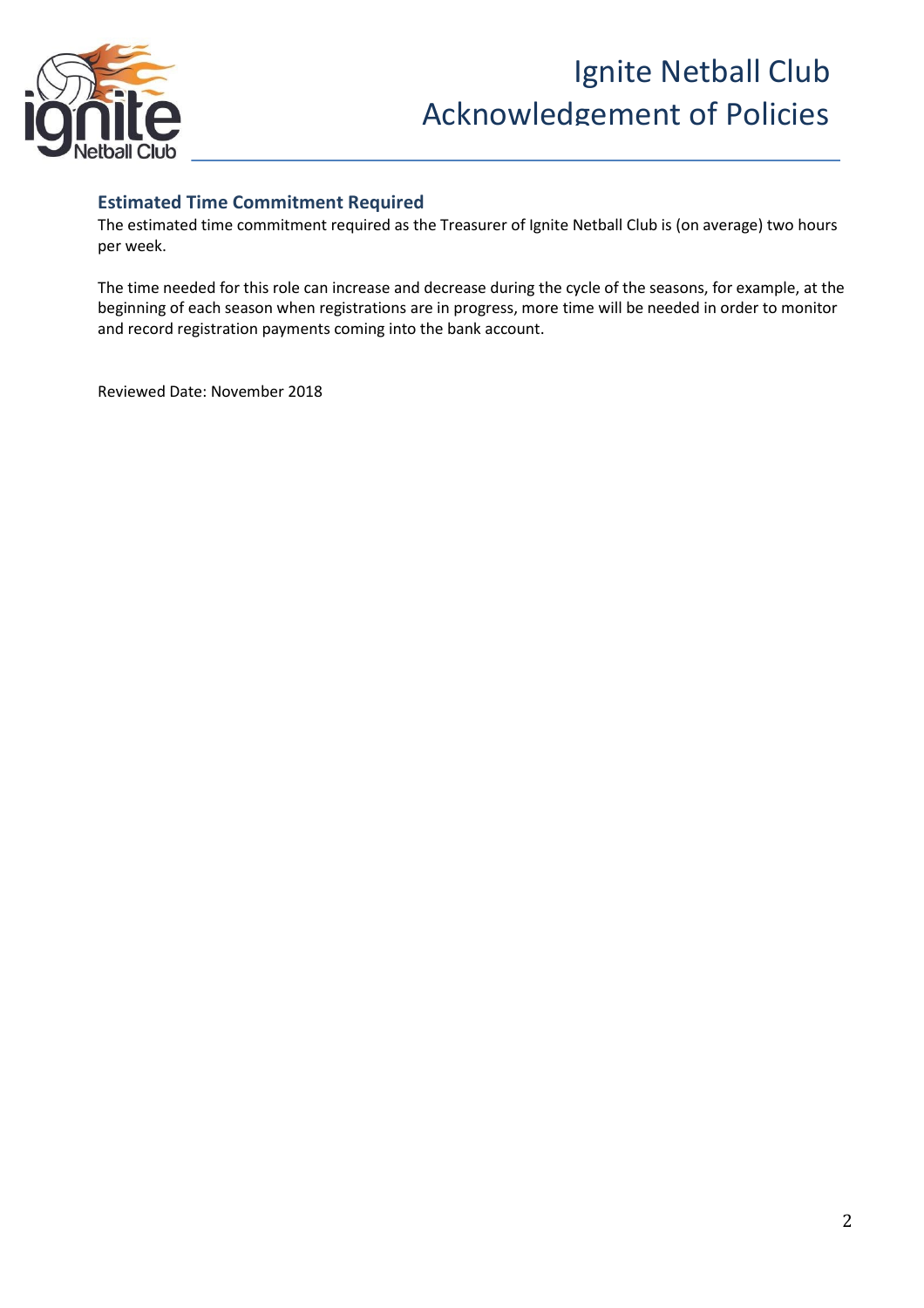## Estimated Time Commitment Required

The estimated time commitment required as the Treasurer of Ignite Netball Club is (on average) two hours per week.

The time needed for this role can increase and decrease during the cycle of the seasons, for example, at the beginning of each season when registrations are in progress, more time will be needed in order to monitor and record registration payments coming into the bank account.

Reviewed Date: November 2018